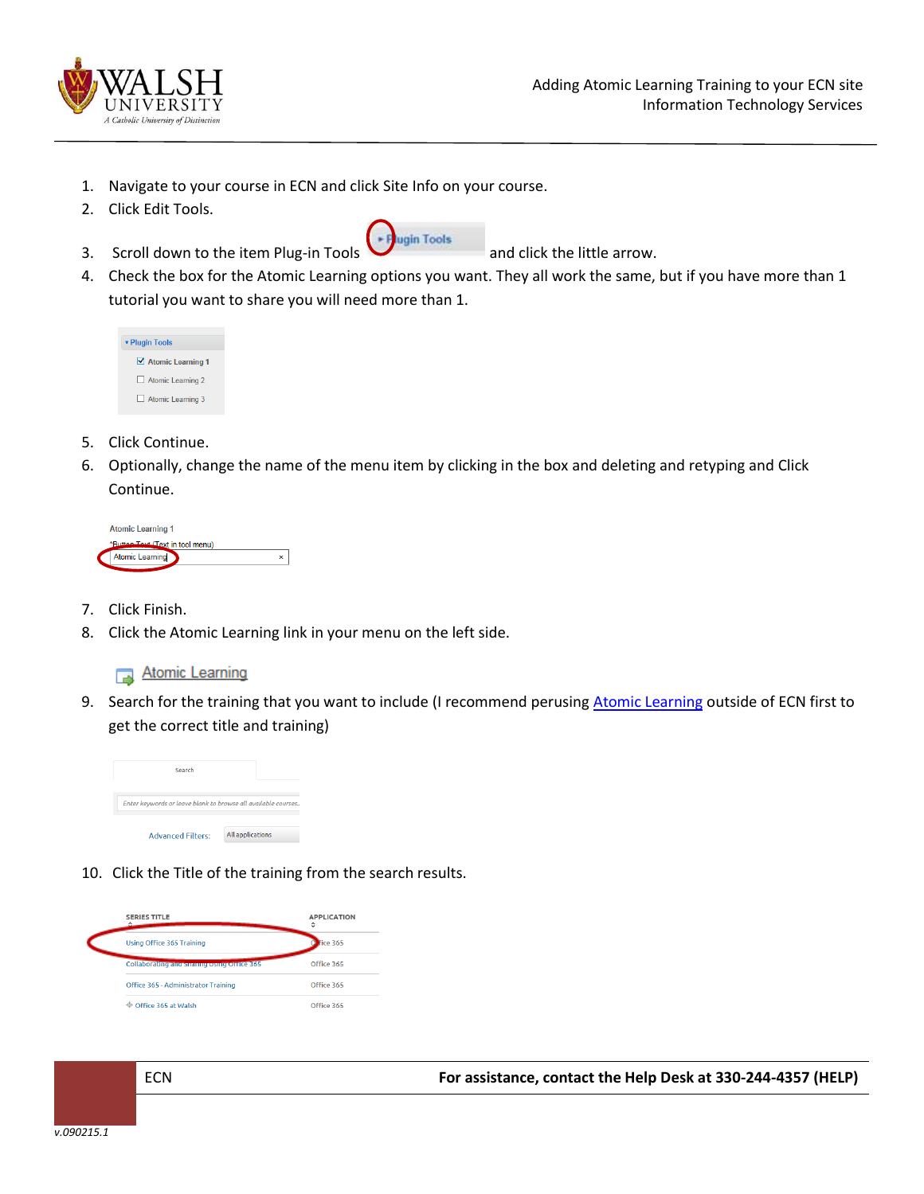1. Navigate to your course in ECN and click Site Info on your course.
2. Click Edit Tools.
3. Scroll down to the item Plug-in Tools and click the little arrow.
4. Check the box for the Atomic Learning options you want. They all work the same, but if you have more than 1 tutorial you want to share you will need more than 1.
5. Click Continue.
6. Optionally, change the name of the menu item by clicking in the box and deleting and retyping and Click Continue.
7. Click Finish.
8. Click the Atomic Learning link in your menu on the left side.
9. Search for the training that you want to include (I recommend perusing [Atomic Learning]() outside of ECN first to get the correct title and training)
10. Click the Title of the training from the search results.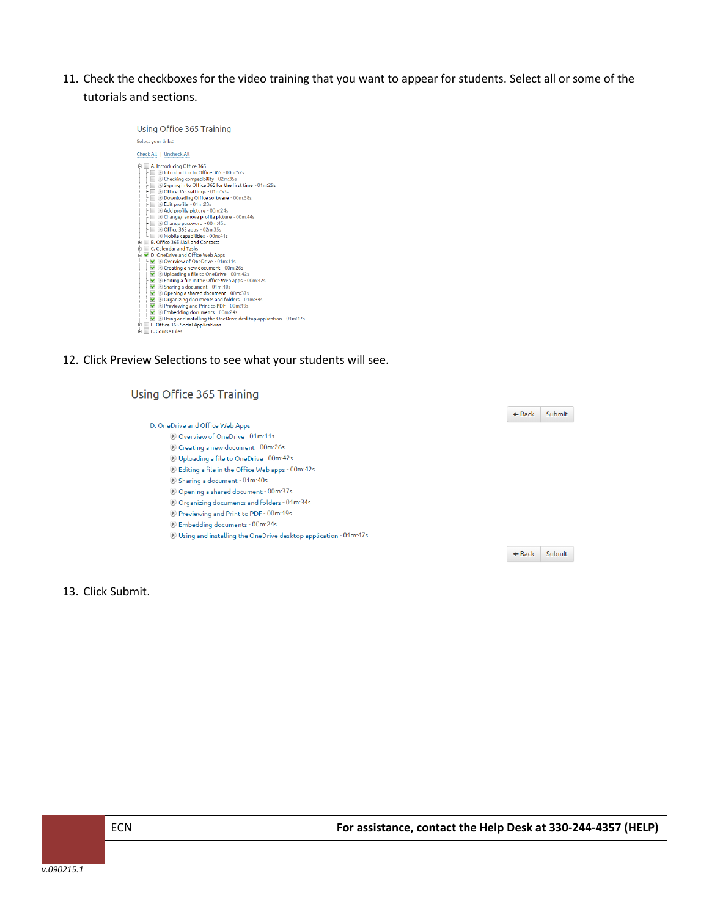11. Check the checkboxes for the video training that you want to appear for students. Select all or some of the tutorials and sections.

Using Office 365 Training

Select your links:

Check All | Uncheck All

- A. Introducing Office 365
  - Introduction to Office 365 - 00m:52s
  - Checking compatibility - 02m:35s
  - Signing in to Office 365 for the first time - 01m:29s
  - Office 365 settings - 01m:53s
  - Downloading Office software - 00m:58s
  - Edit profile - 01m:23s
  - Add profile picture - 00m:24s
  - Change/remove profile picture - 00m:44s
  - Change password - 00m:45s
  - Office 365 apps - 02m:35s
  - Mobile capabilities - 00m:41s
- B. Office 365 Mail and Contacts
- C. Calendar and Tasks
- D. OneDrive and Office Web Apps
  - Overview of OneDrive - 01m:11s
  - Creating a new document - 00m:26s
  - Uploading a file to OneDrive - 00m:42s
  - Editing a file in the Office Web apps - 00m:42s
  - Sharing a document - 01m:40s
  - Opening a shared document - 00m:37s
  - Organizing documents and folders - 01m:34s
  - Previewing and Print to PDF - 00m:19s
  - Embedding documents - 00m:24s
  - Using and installing the OneDrive desktop application - 01m:47s
- E. Office 365 Social Applications
- F. Course Files

12. Click Preview Selections to see what your students will see.

Using Office 365 Training

Back | Submit

D. OneDrive and Office Web Apps
- Overview of OneDrive - 01m:11s
- Creating a new document - 00m:26s
- Uploading a file to OneDrive - 00m:42s
- Editing a file in the Office Web apps - 00m:42s
- Sharing a document - 01m:40s
- Opening a shared document - 00m:37s
- Organizing documents and folders - 01m:34s
- Previewing and Print to PDF - 00m:19s
- Embedding documents - 00m:24s
- Using and installing the OneDrive desktop application - 01m:47s

Back | Submit

13. Click Submit.